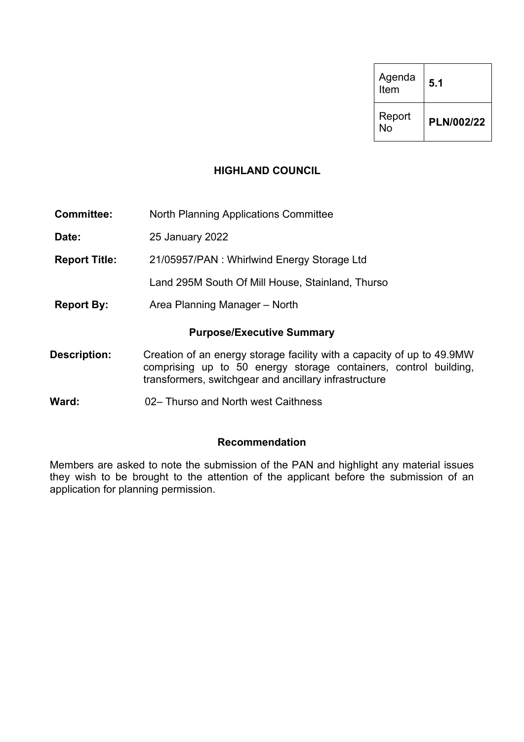| Agenda Item | **5.1** |
| --- | --- |
| Report No | **PLN/002/22** |

# HIGHLAND COUNCIL

**Committee:** North Planning Applications Committee

**Date:** 25 January 2022

**Report Title:** 21/05957/PAN : Whirlwind Energy Storage Ltd

Land 295M South Of Mill House, Stainland, Thurso

**Report By:** Area Planning Manager – North

## Purpose/Executive Summary

**Description:** Creation of an energy storage facility with a capacity of up to 49.9MW comprising up to 50 energy storage containers, control building, transformers, switchgear and ancillary infrastructure

**Ward:** 02– Thurso and North west Caithness

## Recommendation

Members are asked to note the submission of the PAN and highlight any material issues they wish to be brought to the attention of the applicant before the submission of an application for planning permission.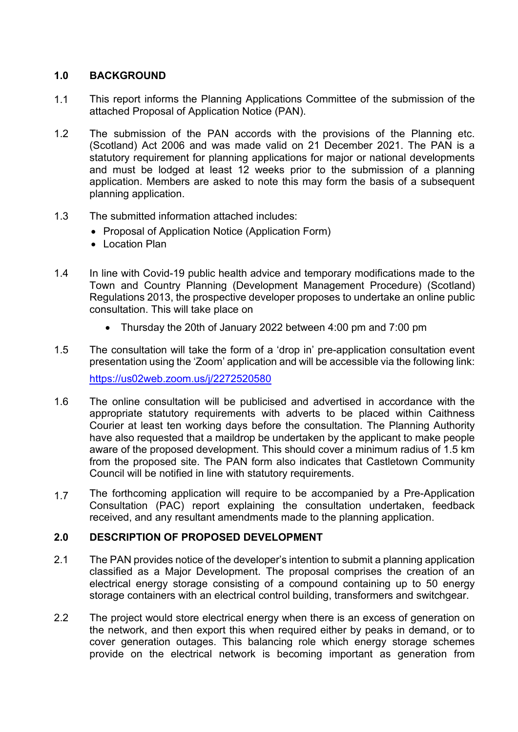## 1.0 BACKGROUND

1.1 This report informs the Planning Applications Committee of the submission of the attached Proposal of Application Notice (PAN).

1.2 The submission of the PAN accords with the provisions of the Planning etc. (Scotland) Act 2006 and was made valid on 21 December 2021. The PAN is a statutory requirement for planning applications for major or national developments and must be lodged at least 12 weeks prior to the submission of a planning application. Members are asked to note this may form the basis of a subsequent planning application.

1.3 The submitted information attached includes:

- Proposal of Application Notice (Application Form)
- Location Plan

1.4 In line with Covid-19 public health advice and temporary modifications made to the Town and Country Planning (Development Management Procedure) (Scotland) Regulations 2013, the prospective developer proposes to undertake an online public consultation. This will take place on

- Thursday the 20th of January 2022 between 4:00 pm and 7:00 pm

1.5 The consultation will take the form of a 'drop in' pre-application consultation event presentation using the 'Zoom' application and will be accessible via the following link:

https://us02web.zoom.us/j/2272520580

1.6 The online consultation will be publicised and advertised in accordance with the appropriate statutory requirements with adverts to be placed within Caithness Courier at least ten working days before the consultation. The Planning Authority have also requested that a maildrop be undertaken by the applicant to make people aware of the proposed development. This should cover a minimum radius of 1.5 km from the proposed site. The PAN form also indicates that Castletown Community Council will be notified in line with statutory requirements.

1.7 The forthcoming application will require to be accompanied by a Pre-Application Consultation (PAC) report explaining the consultation undertaken, feedback received, and any resultant amendments made to the planning application.

## 2.0 DESCRIPTION OF PROPOSED DEVELOPMENT

2.1 The PAN provides notice of the developer's intention to submit a planning application classified as a Major Development. The proposal comprises the creation of an electrical energy storage consisting of a compound containing up to 50 energy storage containers with an electrical control building, transformers and switchgear.

2.2 The project would store electrical energy when there is an excess of generation on the network, and then export this when required either by peaks in demand, or to cover generation outages. This balancing role which energy storage schemes provide on the electrical network is becoming important as generation from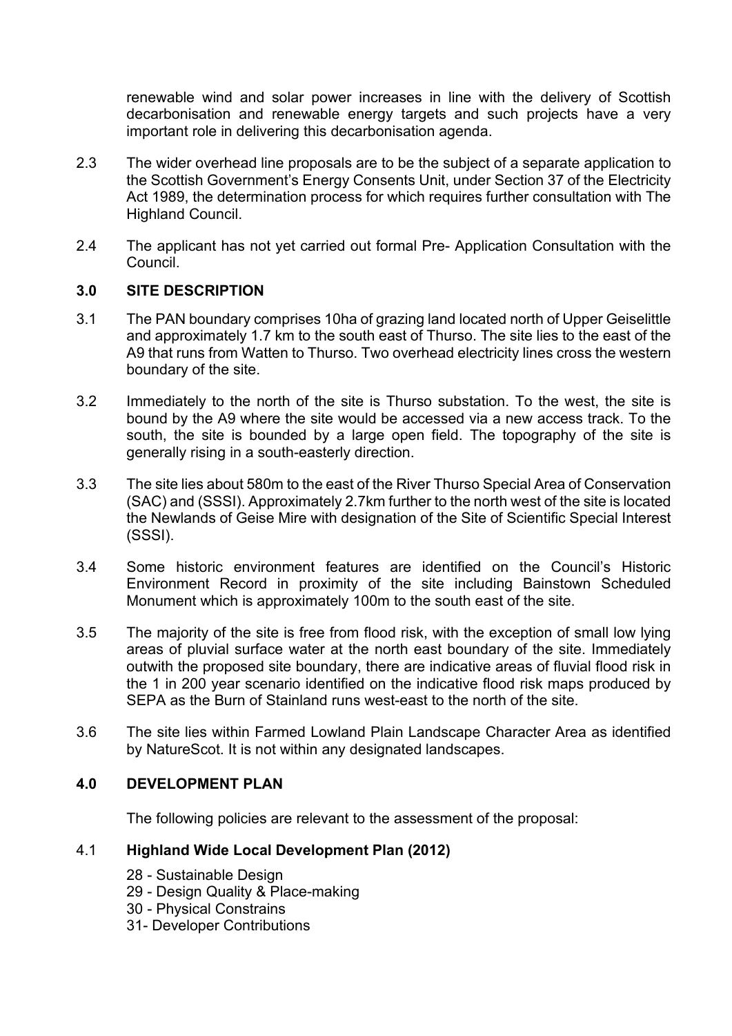renewable wind and solar power increases in line with the delivery of Scottish decarbonisation and renewable energy targets and such projects have a very important role in delivering this decarbonisation agenda.

2.3 The wider overhead line proposals are to be the subject of a separate application to the Scottish Government's Energy Consents Unit, under Section 37 of the Electricity Act 1989, the determination process for which requires further consultation with The Highland Council.

2.4 The applicant has not yet carried out formal Pre- Application Consultation with the Council.

## 3.0 SITE DESCRIPTION

3.1 The PAN boundary comprises 10ha of grazing land located north of Upper Geiselittle and approximately 1.7 km to the south east of Thurso. The site lies to the east of the A9 that runs from Watten to Thurso. Two overhead electricity lines cross the western boundary of the site.

3.2 Immediately to the north of the site is Thurso substation. To the west, the site is bound by the A9 where the site would be accessed via a new access track. To the south, the site is bounded by a large open field. The topography of the site is generally rising in a south-easterly direction.

3.3 The site lies about 580m to the east of the River Thurso Special Area of Conservation (SAC) and (SSSI). Approximately 2.7km further to the north west of the site is located the Newlands of Geise Mire with designation of the Site of Scientific Special Interest (SSSI).

3.4 Some historic environment features are identified on the Council's Historic Environment Record in proximity of the site including Bainstown Scheduled Monument which is approximately 100m to the south east of the site.

3.5 The majority of the site is free from flood risk, with the exception of small low lying areas of pluvial surface water at the north east boundary of the site. Immediately outwith the proposed site boundary, there are indicative areas of fluvial flood risk in the 1 in 200 year scenario identified on the indicative flood risk maps produced by SEPA as the Burn of Stainland runs west-east to the north of the site.

3.6 The site lies within Farmed Lowland Plain Landscape Character Area as identified by NatureScot. It is not within any designated landscapes.

## 4.0 DEVELOPMENT PLAN

The following policies are relevant to the assessment of the proposal:

### 4.1 Highland Wide Local Development Plan (2012)

- 28 - Sustainable Design
- 29 - Design Quality & Place-making
- 30 - Physical Constrains
- 31- Developer Contributions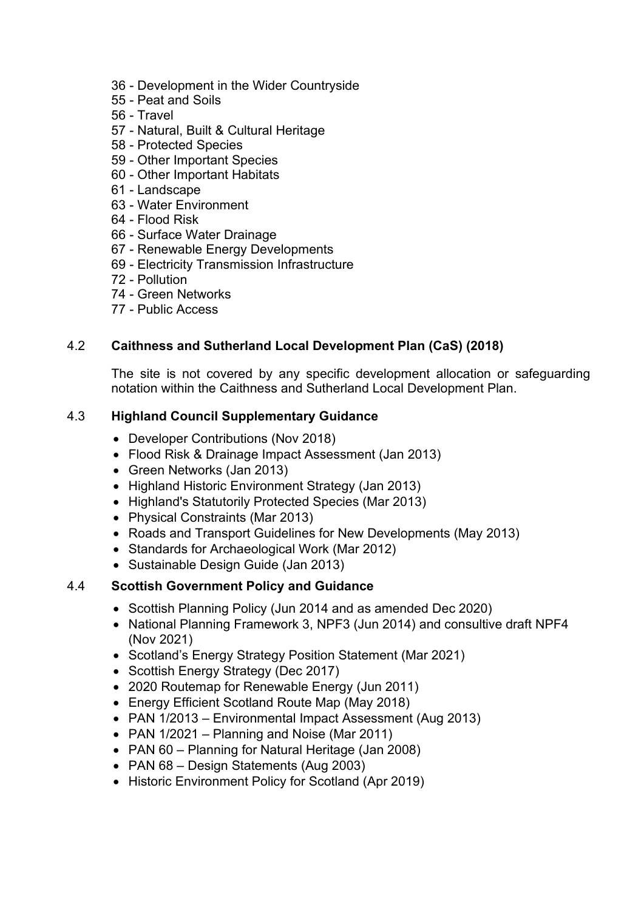36 - Development in the Wider Countryside
55 - Peat and Soils
56 - Travel
57 - Natural, Built & Cultural Heritage
58 - Protected Species
59 - Other Important Species
60 - Other Important Habitats
61 - Landscape
63 - Water Environment
64 - Flood Risk
66 - Surface Water Drainage
67 - Renewable Energy Developments
69 - Electricity Transmission Infrastructure
72 - Pollution
74 - Green Networks
77 - Public Access

### 4.2 Caithness and Sutherland Local Development Plan (CaS) (2018)

The site is not covered by any specific development allocation or safeguarding notation within the Caithness and Sutherland Local Development Plan.

### 4.3 Highland Council Supplementary Guidance

- Developer Contributions (Nov 2018)
- Flood Risk & Drainage Impact Assessment (Jan 2013)
- Green Networks (Jan 2013)
- Highland Historic Environment Strategy (Jan 2013)
- Highland's Statutorily Protected Species (Mar 2013)
- Physical Constraints (Mar 2013)
- Roads and Transport Guidelines for New Developments (May 2013)
- Standards for Archaeological Work (Mar 2012)
- Sustainable Design Guide (Jan 2013)

### 4.4 Scottish Government Policy and Guidance

- Scottish Planning Policy (Jun 2014 and as amended Dec 2020)
- National Planning Framework 3, NPF3 (Jun 2014) and consultive draft NPF4 (Nov 2021)
- Scotland's Energy Strategy Position Statement (Mar 2021)
- Scottish Energy Strategy (Dec 2017)
- 2020 Routemap for Renewable Energy (Jun 2011)
- Energy Efficient Scotland Route Map (May 2018)
- PAN 1/2013 – Environmental Impact Assessment (Aug 2013)
- PAN 1/2021 – Planning and Noise (Mar 2011)
- PAN 60 – Planning for Natural Heritage (Jan 2008)
- PAN 68 – Design Statements (Aug 2003)
- Historic Environment Policy for Scotland (Apr 2019)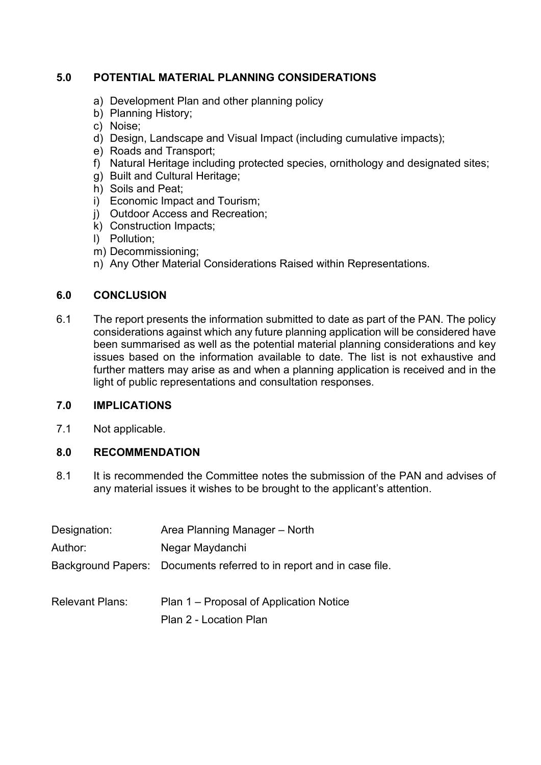## 5.0 POTENTIAL MATERIAL PLANNING CONSIDERATIONS

a) Development Plan and other planning policy
b) Planning History;
c) Noise;
d) Design, Landscape and Visual Impact (including cumulative impacts);
e) Roads and Transport;
f) Natural Heritage including protected species, ornithology and designated sites;
g) Built and Cultural Heritage;
h) Soils and Peat;
i) Economic Impact and Tourism;
j) Outdoor Access and Recreation;
k) Construction Impacts;
l) Pollution;
m) Decommissioning;
n) Any Other Material Considerations Raised within Representations.

## 6.0 CONCLUSION

6.1 The report presents the information submitted to date as part of the PAN. The policy considerations against which any future planning application will be considered have been summarised as well as the potential material planning considerations and key issues based on the information available to date. The list is not exhaustive and further matters may arise as and when a planning application is received and in the light of public representations and consultation responses.

## 7.0 IMPLICATIONS

7.1 Not applicable.

## 8.0 RECOMMENDATION

8.1 It is recommended the Committee notes the submission of the PAN and advises of any material issues it wishes to be brought to the applicant's attention.

Designation: Area Planning Manager – North

Author: Negar Maydanchi

Background Papers: Documents referred to in report and in case file.

Relevant Plans: Plan 1 – Proposal of Application Notice
Plan 2 - Location Plan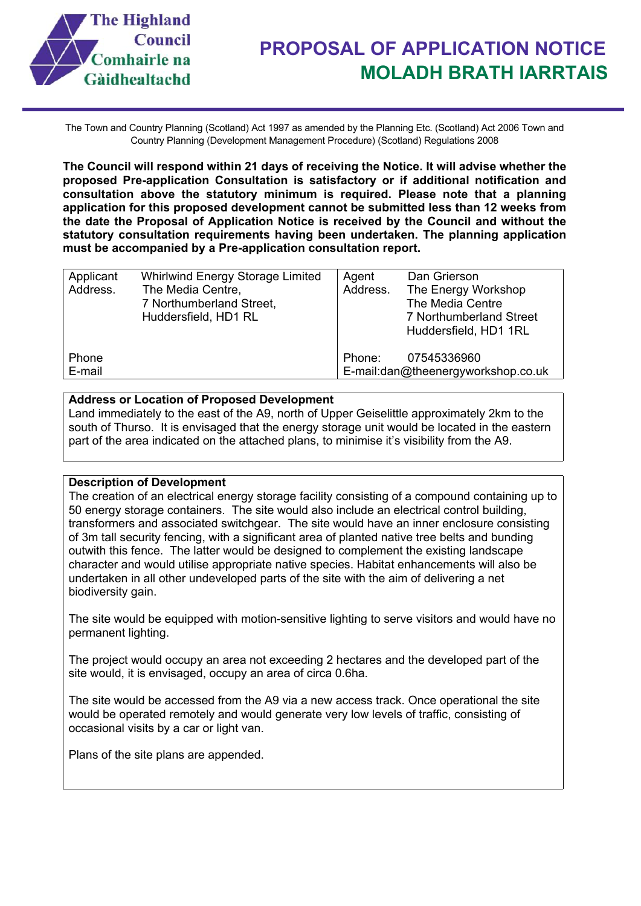The Highland Council
Comhairle na Gàidhealtachd

# PROPOSAL OF APPLICATION NOTICE
# MOLADH BRATH IARRTAIS

The Town and Country Planning (Scotland) Act 1997 as amended by the Planning Etc. (Scotland) Act 2006 Town and Country Planning (Development Management Procedure) (Scotland) Regulations 2008

**The Council will respond within 21 days of receiving the Notice. It will advise whether the proposed Pre-application Consultation is satisfactory or if additional notification and consultation above the statutory minimum is required. Please note that a planning application for this proposed development cannot be submitted less than 12 weeks from the date the Proposal of Application Notice is received by the Council and without the statutory consultation requirements having been undertaken. The planning application must be accompanied by a Pre-application consultation report.**

| Applicant Address. | Whirlwind Energy Storage Limited<br>The Media Centre,<br>7 Northumberland Street,<br>Huddersfield, HD1 RL | Agent Address. | Dan Grierson<br>The Energy Workshop<br>The Media Centre<br>7 Northumberland Street<br>Huddersfield, HD1 1RL |
|---|---|---|---|
| Phone<br>E-mail | | Phone: | 07545336960<br>E-mail:dan@theenergyworkshop.co.uk |

**Address or Location of Proposed Development**

Land immediately to the east of the A9, north of Upper Geiselittle approximately 2km to the south of Thurso. It is envisaged that the energy storage unit would be located in the eastern part of the area indicated on the attached plans, to minimise it's visibility from the A9.

**Description of Development**

The creation of an electrical energy storage facility consisting of a compound containing up to 50 energy storage containers. The site would also include an electrical control building, transformers and associated switchgear. The site would have an inner enclosure consisting of 3m tall security fencing, with a significant area of planted native tree belts and bunding outwith this fence. The latter would be designed to complement the existing landscape character and would utilise appropriate native species. Habitat enhancements will also be undertaken in all other undeveloped parts of the site with the aim of delivering a net biodiversity gain.

The site would be equipped with motion-sensitive lighting to serve visitors and would have no permanent lighting.

The project would occupy an area not exceeding 2 hectares and the developed part of the site would, it is envisaged, occupy an area of circa 0.6ha.

The site would be accessed from the A9 via a new access track. Once operational the site would be operated remotely and would generate very low levels of traffic, consisting of occasional visits by a car or light van.

Plans of the site plans are appended.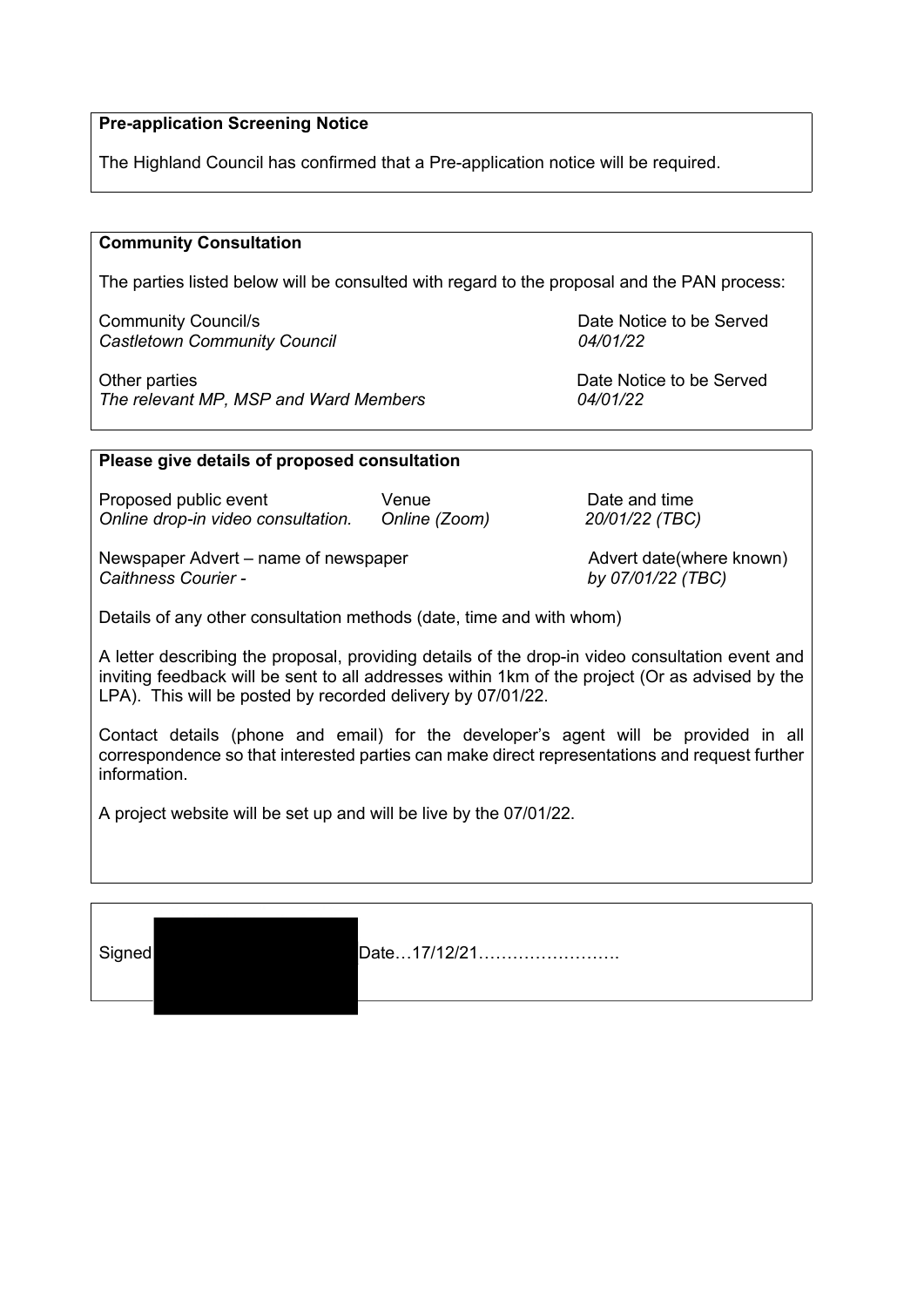**Pre-application Screening Notice**

The Highland Council has confirmed that a Pre-application notice will be required.

**Community Consultation**

The parties listed below will be consulted with regard to the proposal and the PAN process:

| | |
|---|---|
| Community Council/s | Date Notice to be Served |
| *Castletown Community Council* | *04/01/22* |
| Other parties | Date Notice to be Served |
| *The relevant MP, MSP and Ward Members* | *04/01/22* |

**Please give details of proposed consultation**

| Proposed public event | Venue | Date and time |
|---|---|---|
| *Online drop-in video consultation.* | *Online (Zoom)* | *20/01/22 (TBC)* |

| | |
|---|---|
| Newspaper Advert – name of newspaper | Advert date(where known) |
| *Caithness Courier -* | *by 07/01/22 (TBC)* |

Details of any other consultation methods (date, time and with whom)

A letter describing the proposal, providing details of the drop-in video consultation event and inviting feedback will be sent to all addresses within 1km of the project (Or as advised by the LPA). This will be posted by recorded delivery by 07/01/22.

Contact details (phone and email) for the developer's agent will be provided in all correspondence so that interested parties can make direct representations and request further information.

A project website will be set up and will be live by the 07/01/22.

Signed [REDACTED] Date…17/12/21…………………….